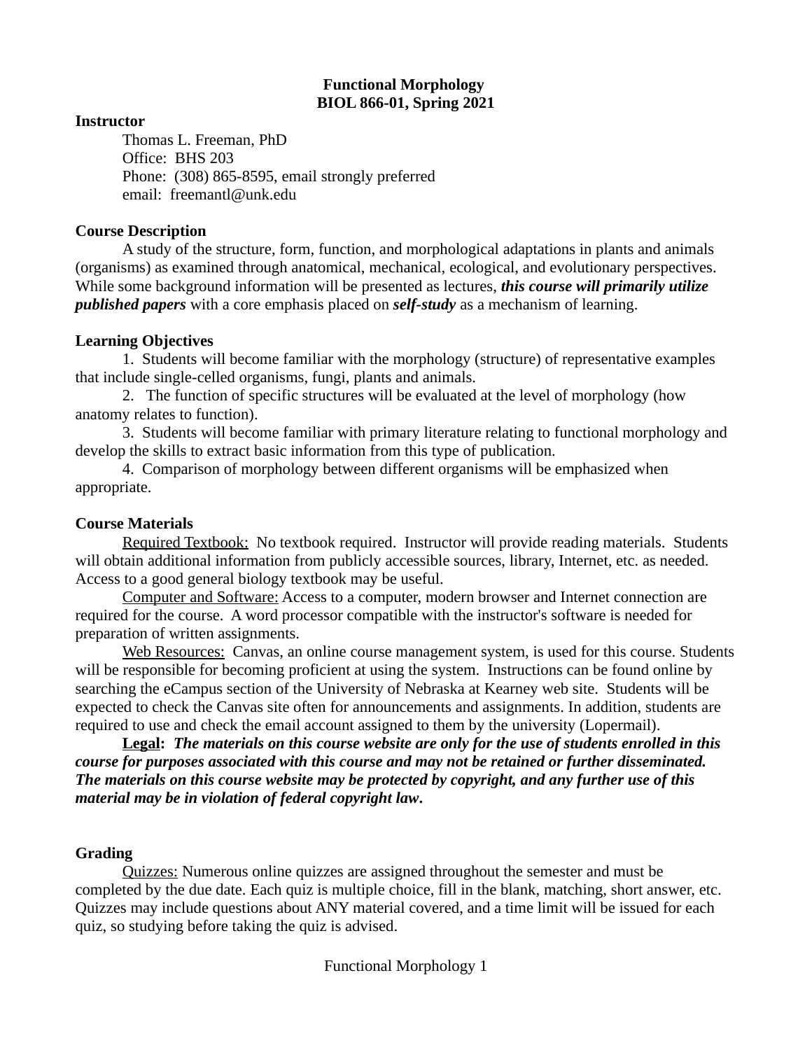# Functional Morphology
## BIOL 866-01, Spring 2021

**Instructor**

Thomas L. Freeman, PhD
Office: BHS 203
Phone: (308) 865-8595, email strongly preferred
email: freemantl@unk.edu

**Course Description**

A study of the structure, form, function, and morphological adaptations in plants and animals (organisms) as examined through anatomical, mechanical, ecological, and evolutionary perspectives. While some background information will be presented as lectures, ***this course will primarily utilize published papers*** with a core emphasis placed on ***self-study*** as a mechanism of learning.

**Learning Objectives**

1. Students will become familiar with the morphology (structure) of representative examples that include single-celled organisms, fungi, plants and animals.
2. The function of specific structures will be evaluated at the level of morphology (how anatomy relates to function).
3. Students will become familiar with primary literature relating to functional morphology and develop the skills to extract basic information from this type of publication.
4. Comparison of morphology between different organisms will be emphasized when appropriate.

**Course Materials**

Required Textbook: No textbook required. Instructor will provide reading materials. Students will obtain additional information from publicly accessible sources, library, Internet, etc. as needed. Access to a good general biology textbook may be useful.

Computer and Software: Access to a computer, modern browser and Internet connection are required for the course. A word processor compatible with the instructor's software is needed for preparation of written assignments.

Web Resources: Canvas, an online course management system, is used for this course. Students will be responsible for becoming proficient at using the system. Instructions can be found online by searching the eCampus section of the University of Nebraska at Kearney web site. Students will be expected to check the Canvas site often for announcements and assignments. In addition, students are required to use and check the email account assigned to them by the university (Lopermail).

**Legal:** ***The materials on this course website are only for the use of students enrolled in this course for purposes associated with this course and may not be retained or further disseminated. The materials on this course website may be protected by copyright, and any further use of this material may be in violation of federal copyright law.***

**Grading**

Quizzes: Numerous online quizzes are assigned throughout the semester and must be completed by the due date. Each quiz is multiple choice, fill in the blank, matching, short answer, etc. Quizzes may include questions about ANY material covered, and a time limit will be issued for each quiz, so studying before taking the quiz is advised.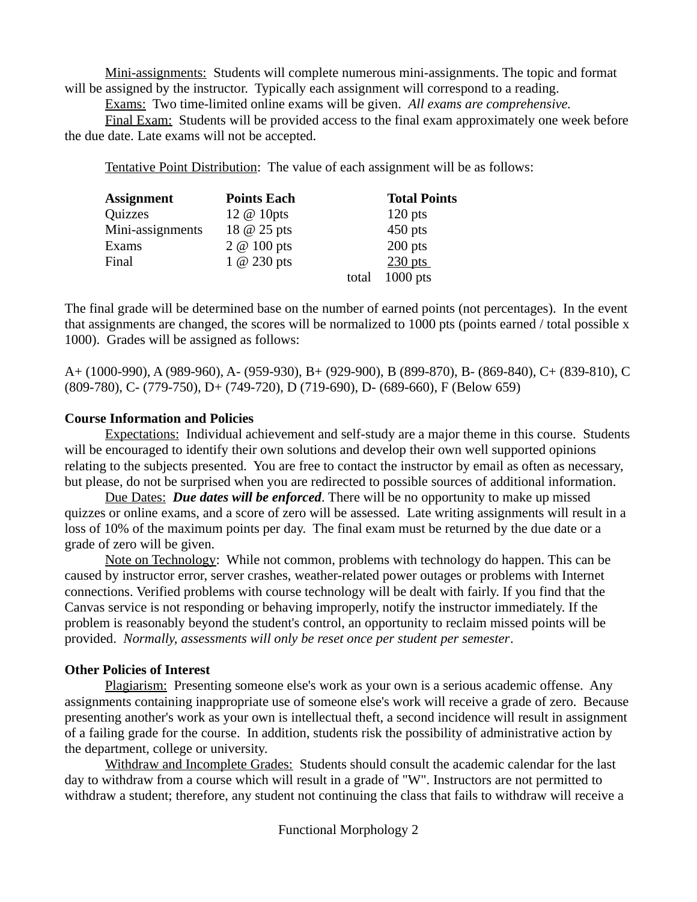Mini-assignments: Students will complete numerous mini-assignments. The topic and format will be assigned by the instructor. Typically each assignment will correspond to a reading.

Exams: Two time-limited online exams will be given. *All exams are comprehensive.*

Final Exam: Students will be provided access to the final exam approximately one week before the due date. Late exams will not be accepted.

Tentative Point Distribution: The value of each assignment will be as follows:

| Assignment | Points Each | | Total Points |
|---|---|---|---|
| Quizzes | 12 @ 10pts | | 120 pts |
| Mini-assignments | 18 @ 25 pts | | 450 pts |
| Exams | 2 @ 100 pts | | 200 pts |
| Final | 1 @ 230 pts | | 230 pts |
| | | total | 1000 pts |

The final grade will be determined base on the number of earned points (not percentages). In the event that assignments are changed, the scores will be normalized to 1000 pts (points earned / total possible x 1000). Grades will be assigned as follows:

A+ (1000-990), A (989-960), A- (959-930), B+ (929-900), B (899-870), B- (869-840), C+ (839-810), C (809-780), C- (779-750), D+ (749-720), D (719-690), D- (689-660), F (Below 659)

**Course Information and Policies**

Expectations: Individual achievement and self-study are a major theme in this course. Students will be encouraged to identify their own solutions and develop their own well supported opinions relating to the subjects presented. You are free to contact the instructor by email as often as necessary, but please, do not be surprised when you are redirected to possible sources of additional information.

Due Dates: ***Due dates will be enforced***. There will be no opportunity to make up missed quizzes or online exams, and a score of zero will be assessed. Late writing assignments will result in a loss of 10% of the maximum points per day. The final exam must be returned by the due date or a grade of zero will be given.

Note on Technology: While not common, problems with technology do happen. This can be caused by instructor error, server crashes, weather-related power outages or problems with Internet connections. Verified problems with course technology will be dealt with fairly. If you find that the Canvas service is not responding or behaving improperly, notify the instructor immediately. If the problem is reasonably beyond the student's control, an opportunity to reclaim missed points will be provided. *Normally, assessments will only be reset once per student per semester*.

**Other Policies of Interest**

Plagiarism: Presenting someone else's work as your own is a serious academic offense. Any assignments containing inappropriate use of someone else's work will receive a grade of zero. Because presenting another's work as your own is intellectual theft, a second incidence will result in assignment of a failing grade for the course. In addition, students risk the possibility of administrative action by the department, college or university.

Withdraw and Incomplete Grades: Students should consult the academic calendar for the last day to withdraw from a course which will result in a grade of "W". Instructors are not permitted to withdraw a student; therefore, any student not continuing the class that fails to withdraw will receive a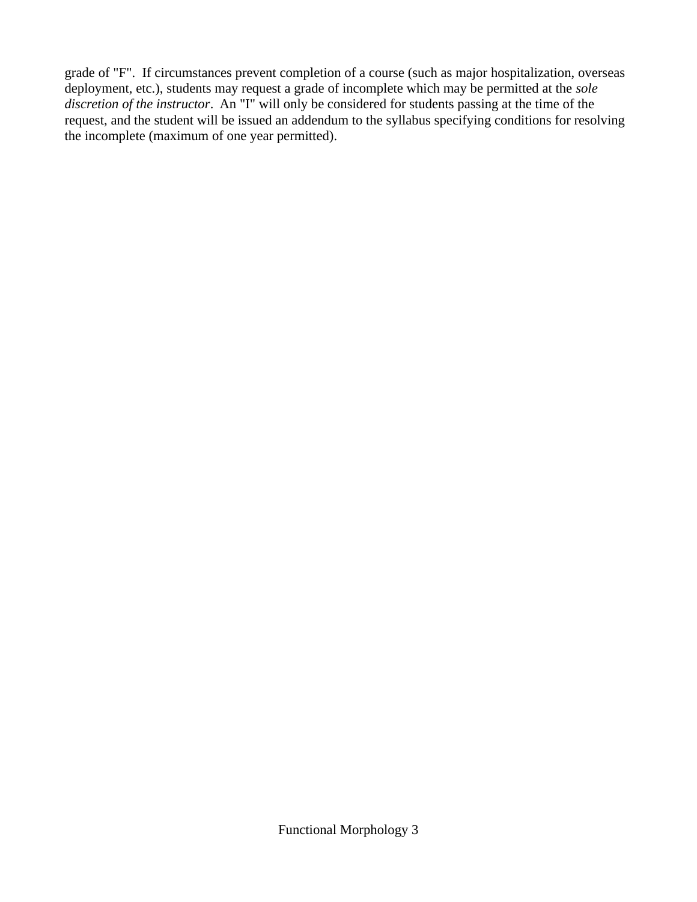grade of "F". If circumstances prevent completion of a course (such as major hospitalization, overseas deployment, etc.), students may request a grade of incomplete which may be permitted at the *sole discretion of the instructor*. An "I" will only be considered for students passing at the time of the request, and the student will be issued an addendum to the syllabus specifying conditions for resolving the incomplete (maximum of one year permitted).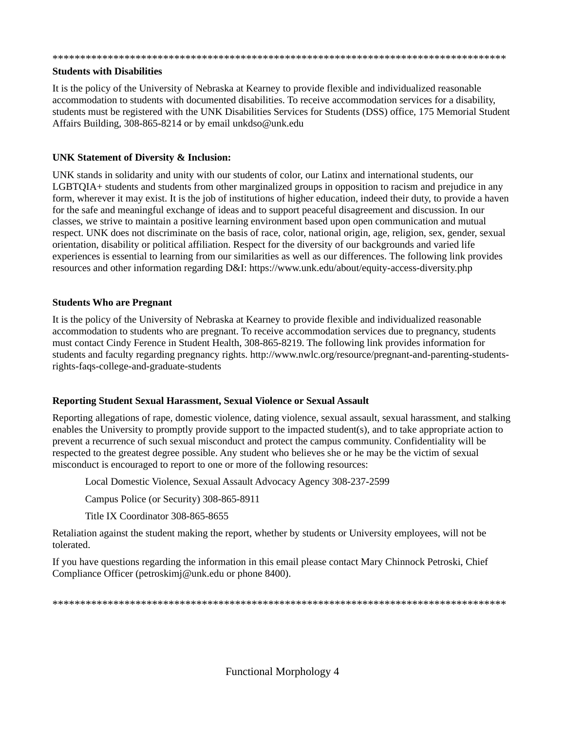************************************************************************************

**Students with Disabilities**

It is the policy of the University of Nebraska at Kearney to provide flexible and individualized reasonable accommodation to students with documented disabilities. To receive accommodation services for a disability, students must be registered with the UNK Disabilities Services for Students (DSS) office, 175 Memorial Student Affairs Building, 308-865-8214 or by email unkdso@unk.edu

**UNK Statement of Diversity & Inclusion:**

UNK stands in solidarity and unity with our students of color, our Latinx and international students, our LGBTQIA+ students and students from other marginalized groups in opposition to racism and prejudice in any form, wherever it may exist. It is the job of institutions of higher education, indeed their duty, to provide a haven for the safe and meaningful exchange of ideas and to support peaceful disagreement and discussion. In our classes, we strive to maintain a positive learning environment based upon open communication and mutual respect. UNK does not discriminate on the basis of race, color, national origin, age, religion, sex, gender, sexual orientation, disability or political affiliation. Respect for the diversity of our backgrounds and varied life experiences is essential to learning from our similarities as well as our differences. The following link provides resources and other information regarding D&I: https://www.unk.edu/about/equity-access-diversity.php

**Students Who are Pregnant**

It is the policy of the University of Nebraska at Kearney to provide flexible and individualized reasonable accommodation to students who are pregnant. To receive accommodation services due to pregnancy, students must contact Cindy Ference in Student Health, 308-865-8219. The following link provides information for students and faculty regarding pregnancy rights. http://www.nwlc.org/resource/pregnant-and-parenting-students-rights-faqs-college-and-graduate-students

**Reporting Student Sexual Harassment, Sexual Violence or Sexual Assault**

Reporting allegations of rape, domestic violence, dating violence, sexual assault, sexual harassment, and stalking enables the University to promptly provide support to the impacted student(s), and to take appropriate action to prevent a recurrence of such sexual misconduct and protect the campus community. Confidentiality will be respected to the greatest degree possible. Any student who believes she or he may be the victim of sexual misconduct is encouraged to report to one or more of the following resources:

Local Domestic Violence, Sexual Assault Advocacy Agency 308-237-2599

Campus Police (or Security) 308-865-8911

Title IX Coordinator 308-865-8655

Retaliation against the student making the report, whether by students or University employees, will not be tolerated.

If you have questions regarding the information in this email please contact Mary Chinnock Petroski, Chief Compliance Officer (petroskimj@unk.edu or phone 8400).

************************************************************************************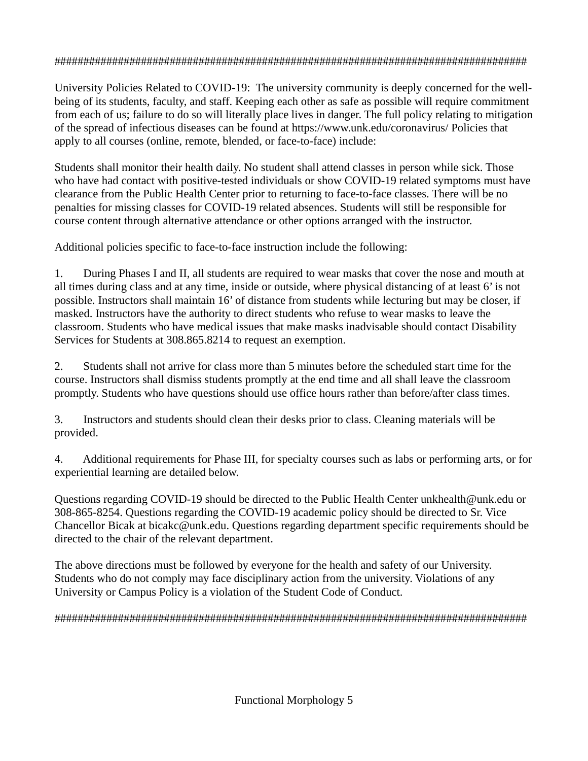####################################################################################

University Policies Related to COVID-19: The university community is deeply concerned for the well-being of its students, faculty, and staff. Keeping each other as safe as possible will require commitment from each of us; failure to do so will literally place lives in danger. The full policy relating to mitigation of the spread of infectious diseases can be found at https://www.unk.edu/coronavirus/ Policies that apply to all courses (online, remote, blended, or face-to-face) include:

Students shall monitor their health daily. No student shall attend classes in person while sick. Those who have had contact with positive-tested individuals or show COVID-19 related symptoms must have clearance from the Public Health Center prior to returning to face-to-face classes. There will be no penalties for missing classes for COVID-19 related absences. Students will still be responsible for course content through alternative attendance or other options arranged with the instructor.

Additional policies specific to face-to-face instruction include the following:

1. During Phases I and II, all students are required to wear masks that cover the nose and mouth at all times during class and at any time, inside or outside, where physical distancing of at least 6' is not possible. Instructors shall maintain 16' of distance from students while lecturing but may be closer, if masked. Instructors have the authority to direct students who refuse to wear masks to leave the classroom. Students who have medical issues that make masks inadvisable should contact Disability Services for Students at 308.865.8214 to request an exemption.

2. Students shall not arrive for class more than 5 minutes before the scheduled start time for the course. Instructors shall dismiss students promptly at the end time and all shall leave the classroom promptly. Students who have questions should use office hours rather than before/after class times.

3. Instructors and students should clean their desks prior to class. Cleaning materials will be provided.

4. Additional requirements for Phase III, for specialty courses such as labs or performing arts, or for experiential learning are detailed below.

Questions regarding COVID-19 should be directed to the Public Health Center unkhealth@unk.edu or 308-865-8254. Questions regarding the COVID-19 academic policy should be directed to Sr. Vice Chancellor Bicak at bicakc@unk.edu. Questions regarding department specific requirements should be directed to the chair of the relevant department.

The above directions must be followed by everyone for the health and safety of our University. Students who do not comply may face disciplinary action from the university. Violations of any University or Campus Policy is a violation of the Student Code of Conduct.

####################################################################################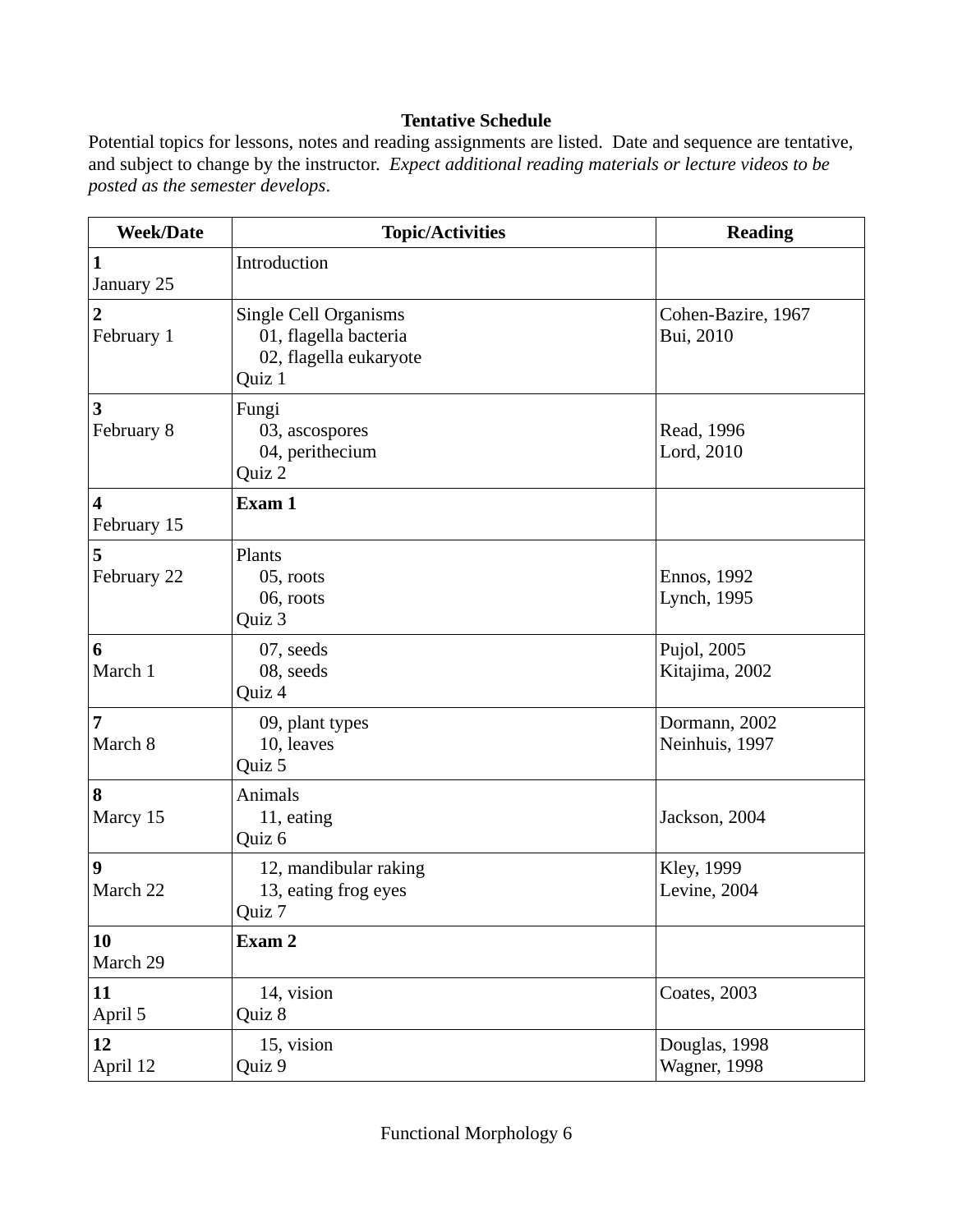**Tentative Schedule**

Potential topics for lessons, notes and reading assignments are listed. Date and sequence are tentative, and subject to change by the instructor. *Expect additional reading materials or lecture videos to be posted as the semester develops*.

| Week/Date | Topic/Activities | Reading |
|---|---|---|
| **1**<br>January 25 | Introduction | |
| **2**<br>February 1 | Single Cell Organisms<br>01, flagella bacteria<br>02, flagella eukaryote<br>Quiz 1 | Cohen-Bazire, 1967<br>Bui, 2010 |
| **3**<br>February 8 | Fungi<br>03, ascospores<br>04, perithecium<br>Quiz 2 | Read, 1996<br>Lord, 2010 |
| **4**<br>February 15 | **Exam 1** | |
| **5**<br>February 22 | Plants<br>05, roots<br>06, roots<br>Quiz 3 | Ennos, 1992<br>Lynch, 1995 |
| **6**<br>March 1 | 07, seeds<br>08, seeds<br>Quiz 4 | Pujol, 2005<br>Kitajima, 2002 |
| **7**<br>March 8 | 09, plant types<br>10, leaves<br>Quiz 5 | Dormann, 2002<br>Neinhuis, 1997 |
| **8**<br>Marcy 15 | Animals<br>11, eating<br>Quiz 6 | Jackson, 2004 |
| **9**<br>March 22 | 12, mandibular raking<br>13, eating frog eyes<br>Quiz 7 | Kley, 1999<br>Levine, 2004 |
| **10**<br>March 29 | **Exam 2** | |
| **11**<br>April 5 | 14, vision<br>Quiz 8 | Coates, 2003 |
| **12**<br>April 12 | 15, vision<br>Quiz 9 | Douglas, 1998<br>Wagner, 1998 |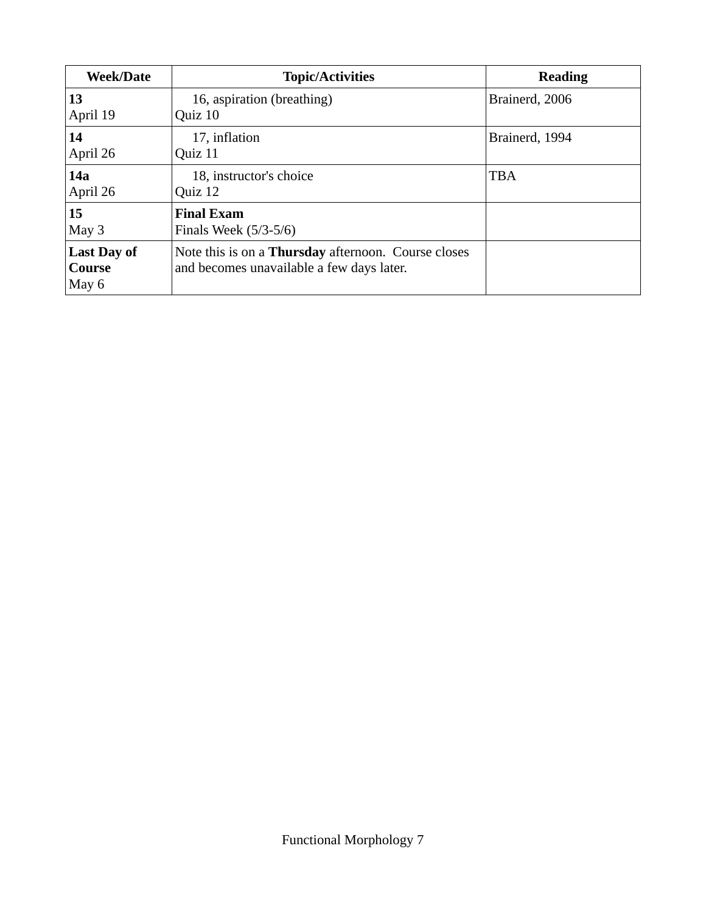| Week/Date | Topic/Activities | Reading |
|---|---|---|
| **13**<br>April 19 | 16, aspiration (breathing)<br>Quiz 10 | Brainerd, 2006 |
| **14**<br>April 26 | 17, inflation<br>Quiz 11 | Brainerd, 1994 |
| **14a**<br>April 26 | 18, instructor's choice<br>Quiz 12 | TBA |
| **15**<br>May 3 | **Final Exam**<br>Finals Week (5/3-5/6) | |
| **Last Day of Course**<br>May 6 | Note this is on a **Thursday** afternoon. Course closes and becomes unavailable a few days later. | |